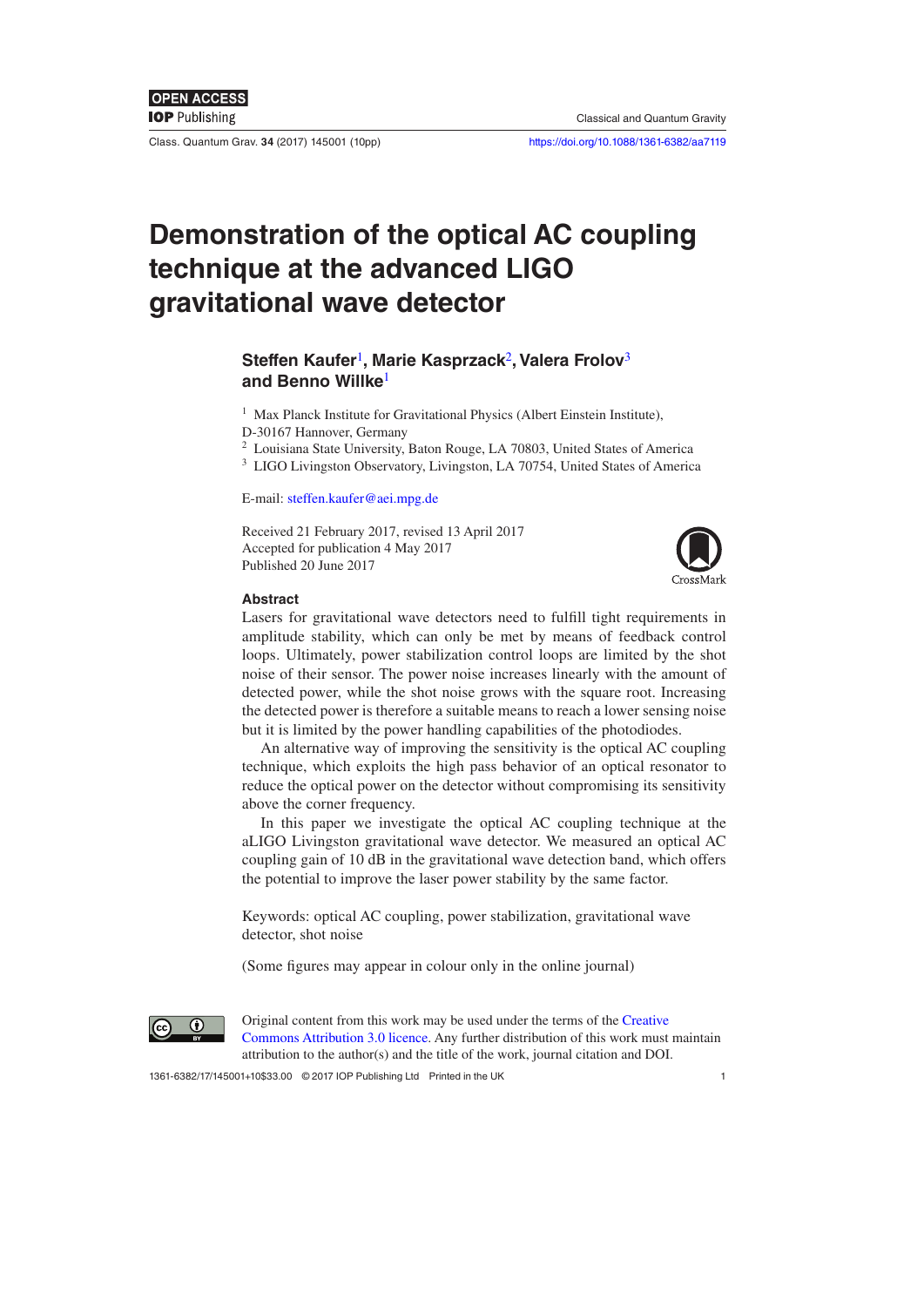# Demonstration of the optical AC coupling technique at the advanced LIGO gravitational wave detector

**Steffen Kaufer[1], Marie Kasprzack[2], Valera Frolov[3] and Benno Willke[1]**

[1] Max Planck Institute for Gravitational Physics (Albert Einstein Institute), D-30167 Hannover, Germany

[2] Louisiana State University, Baton Rouge, LA 70803, United States of America

[3] LIGO Livingston Observatory, Livingston, LA 70754, United States of America

E-mail: steffen.kaufer@aei.mpg.de

Received 21 February 2017, revised 13 April 2017
Accepted for publication 4 May 2017
Published 20 June 2017

## Abstract

Lasers for gravitational wave detectors need to fulfill tight requirements in amplitude stability, which can only be met by means of feedback control loops. Ultimately, power stabilization control loops are limited by the shot noise of their sensor. The power noise increases linearly with the amount of detected power, while the shot noise grows with the square root. Increasing the detected power is therefore a suitable means to reach a lower sensing noise but it is limited by the power handling capabilities of the photodiodes.

An alternative way of improving the sensitivity is the optical AC coupling technique, which exploits the high pass behavior of an optical resonator to reduce the optical power on the detector without compromising its sensitivity above the corner frequency.

In this paper we investigate the optical AC coupling technique at the aLIGO Livingston gravitational wave detector. We measured an optical AC coupling gain of 10 dB in the gravitational wave detection band, which offers the potential to improve the laser power stability by the same factor.

Keywords: optical AC coupling, power stabilization, gravitational wave detector, shot noise

(Some figures may appear in colour only in the online journal)

Original content from this work may be used under the terms of the Creative Commons Attribution 3.0 licence. Any further distribution of this work must maintain attribution to the author(s) and the title of the work, journal citation and DOI.

1361-6382/17/145001+10$33.00 © 2017 IOP Publishing Ltd Printed in the UK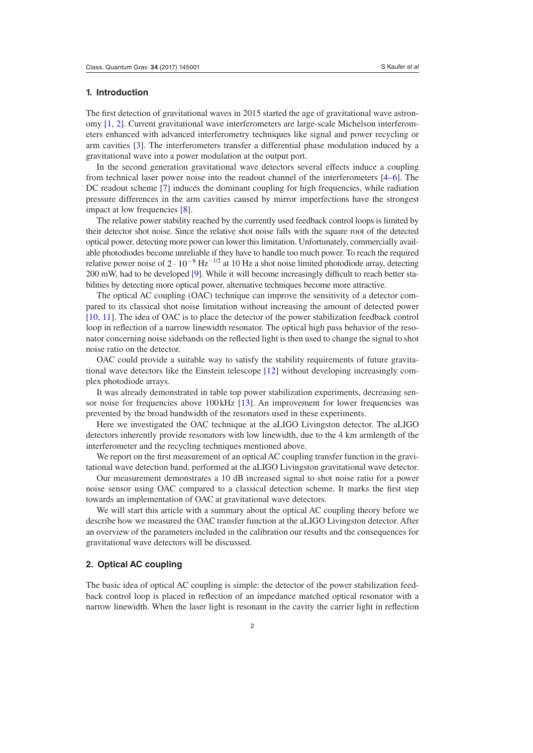## 1. Introduction

The first detection of gravitational waves in 2015 started the age of gravitational wave astronomy [1, 2]. Current gravitational wave interferometers are large-scale Michelson interferometers enhanced with advanced interferometry techniques like signal and power recycling or arm cavities [3]. The interferometers transfer a differential phase modulation induced by a gravitational wave into a power modulation at the output port.

In the second generation gravitational wave detectors several effects induce a coupling from technical laser power noise into the readout channel of the interferometers [4–6]. The DC readout scheme [7] induces the dominant coupling for high frequencies, while radiation pressure differences in the arm cavities caused by mirror imperfections have the strongest impact at low frequencies [8].

The relative power stability reached by the currently used feedback control loops is limited by their detector shot noise. Since the relative shot noise falls with the square root of the detected optical power, detecting more power can lower this limitation. Unfortunately, commercially available photodiodes become unreliable if they have to handle too much power. To reach the required relative power noise of $2 \cdot 10^{-9}\,\mathrm{Hz}^{-1/2}$ at 10 Hz a shot noise limited photodiode array, detecting 200 mW, had to be developed [9]. While it will become increasingly difficult to reach better stabilities by detecting more optical power, alternative techniques become more attractive.

The optical AC coupling (OAC) technique can improve the sensitivity of a detector compared to its classical shot noise limitation without increasing the amount of detected power [10, 11]. The idea of OAC is to place the detector of the power stabilization feedback control loop in reflection of a narrow linewidth resonator. The optical high pass behavior of the resonator concerning noise sidebands on the reflected light is then used to change the signal to shot noise ratio on the detector.

OAC could provide a suitable way to satisfy the stability requirements of future gravitational wave detectors like the Einstein telescope [12] without developing increasingly complex photodiode arrays.

It was already demonstrated in table top power stabilization experiments, decreasing sensor noise for frequencies above 100 kHz [13]. An improvement for lower frequencies was prevented by the broad bandwidth of the resonators used in these experiments.

Here we investigated the OAC technique at the aLIGO Livingston detector. The aLIGO detectors inherently provide resonators with low linewidth, due to the 4 km armlength of the interferometer and the recycling techniques mentioned above.

We report on the first measurement of an optical AC coupling transfer function in the gravitational wave detection band, performed at the aLIGO Livingston gravitational wave detector.

Our measurement demonstrates a 10 dB increased signal to shot noise ratio for a power noise sensor using OAC compared to a classical detection scheme. It marks the first step towards an implementation of OAC at gravitational wave detectors.

We will start this article with a summary about the optical AC coupling theory before we describe how we measured the OAC transfer function at the aLIGO Livingston detector. After an overview of the parameters included in the calibration our results and the consequences for gravitational wave detectors will be discussed.

## 2. Optical AC coupling

The basic idea of optical AC coupling is simple: the detector of the power stabilization feedback control loop is placed in reflection of an impedance matched optical resonator with a narrow linewidth. When the laser light is resonant in the cavity the carrier light in reflection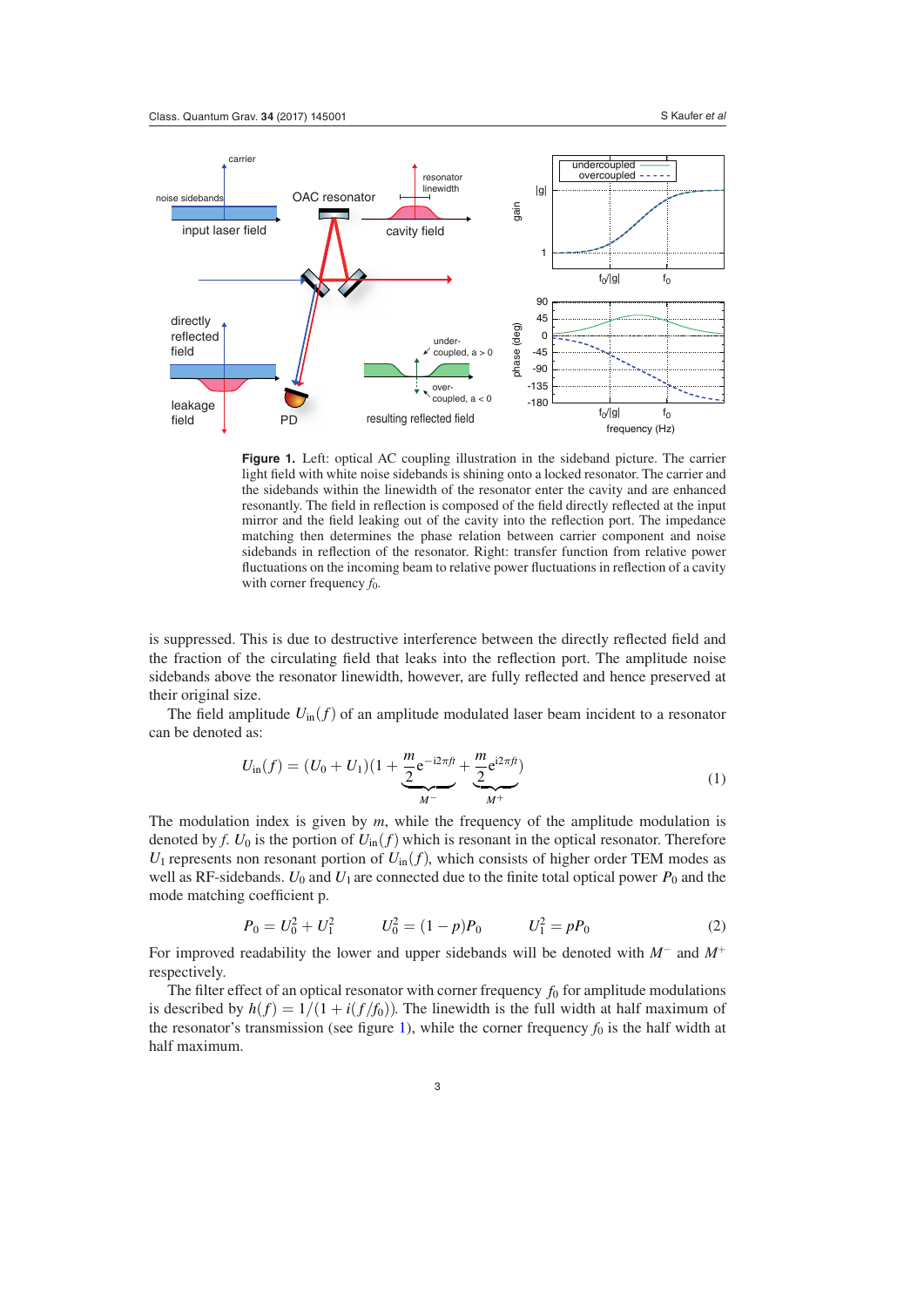**Figure 1.** Left: optical AC coupling illustration in the sideband picture. The carrier light field with white noise sidebands is shining onto a locked resonator. The carrier and the sidebands within the linewidth of the resonator enter the cavity and are enhanced resonantly. The field in reflection is composed of the field directly reflected at the input mirror and the field leaking out of the cavity into the reflection port. The impedance matching then determines the phase relation between carrier component and noise sidebands in reflection of the resonator. Right: transfer function from relative power fluctuations on the incoming beam to relative power fluctuations in reflection of a cavity with corner frequency $f_0$.

is suppressed. This is due to destructive interference between the directly reflected field and the fraction of the circulating field that leaks into the reflection port. The amplitude noise sidebands above the resonator linewidth, however, are fully reflected and hence preserved at their original size.

The field amplitude $U_{\text{in}}(f)$ of an amplitude modulated laser beam incident to a resonator can be denoted as:

$$U_{\text{in}}(f) = (U_0 + U_1)(1 + \underbrace{\frac{m}{2}\mathrm{e}^{-\mathrm{i}2\pi f t}}_{M^-} + \underbrace{\frac{m}{2}\mathrm{e}^{\mathrm{i}2\pi f t}}_{M^+}) \tag{1}$$

The modulation index is given by $m$, while the frequency of the amplitude modulation is denoted by $f$. $U_0$ is the portion of $U_{\text{in}}(f)$ which is resonant in the optical resonator. Therefore $U_1$ represents non resonant portion of $U_{\text{in}}(f)$, which consists of higher order TEM modes as well as RF-sidebands. $U_0$ and $U_1$ are connected due to the finite total optical power $P_0$ and the mode matching coefficient p.

$$P_0 = U_0^2 + U_1^2 \qquad U_0^2 = (1-p)P_0 \qquad U_1^2 = pP_0 \tag{2}$$

For improved readability the lower and upper sidebands will be denoted with $M^-$ and $M^+$ respectively.

The filter effect of an optical resonator with corner frequency $f_0$ for amplitude modulations is described by $h(f) = 1/(1 + i(f/f_0))$. The linewidth is the full width at half maximum of the resonator's transmission (see figure 1), while the corner frequency $f_0$ is the half width at half maximum.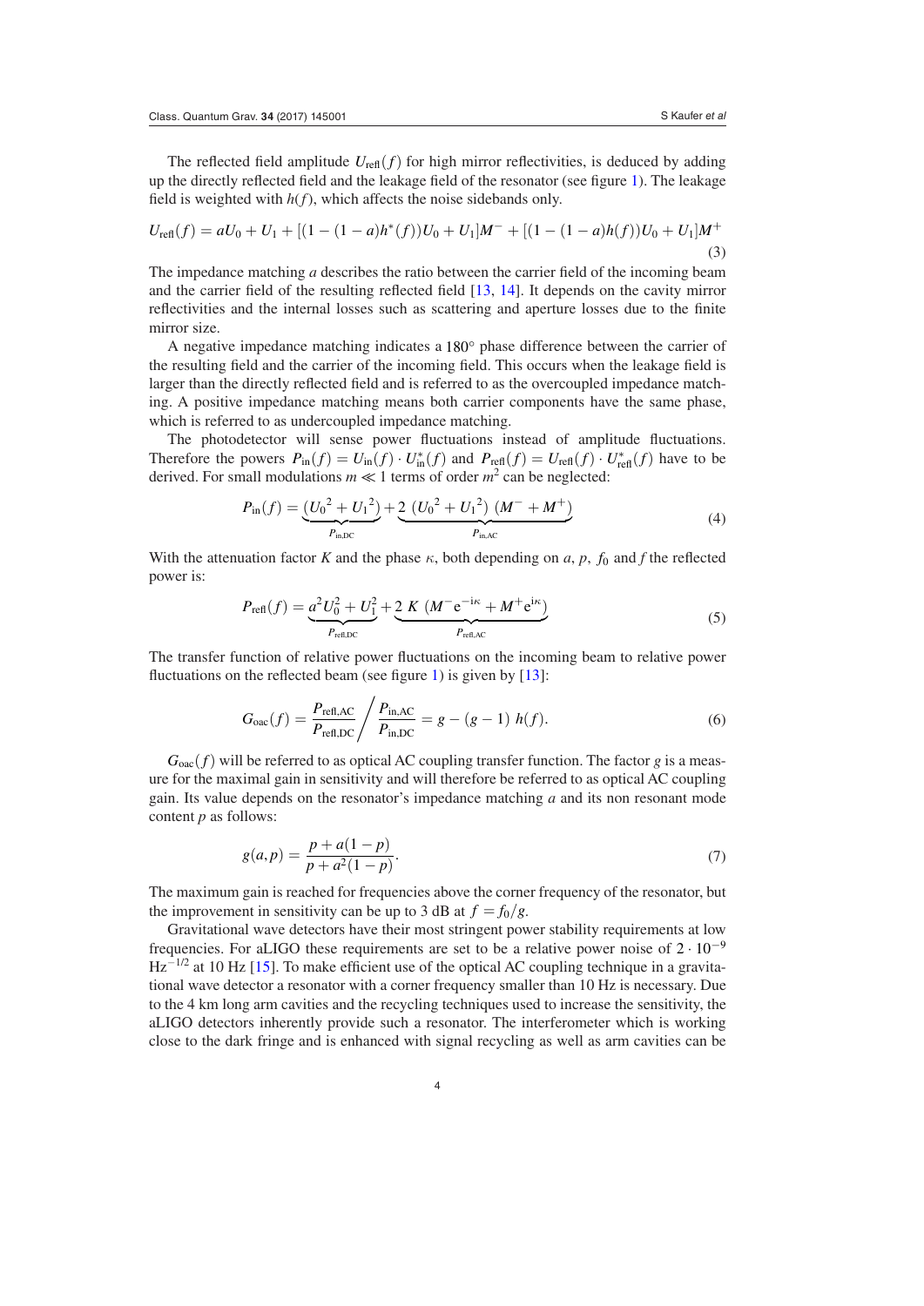The reflected field amplitude $U_{\text{refl}}(f)$ for high mirror reflectivities, is deduced by adding up the directly reflected field and the leakage field of the resonator (see figure 1). The leakage field is weighted with $h(f)$, which affects the noise sidebands only.

$$U_{\text{refl}}(f) = aU_0 + U_1 + [(1-(1-a)h^*(f))U_0 + U_1]M^- + [(1-(1-a)h(f))U_0 + U_1]M^+ \tag{3}$$

The impedance matching $a$ describes the ratio between the carrier field of the incoming beam and the carrier field of the resulting reflected field [13, 14]. It depends on the cavity mirror reflectivities and the internal losses such as scattering and aperture losses due to the finite mirror size.

A negative impedance matching indicates a 180° phase difference between the carrier of the resulting field and the carrier of the incoming field. This occurs when the leakage field is larger than the directly reflected field and is referred to as the overcoupled impedance matching. A positive impedance matching means both carrier components have the same phase, which is referred to as undercoupled impedance matching.

The photodetector will sense power fluctuations instead of amplitude fluctuations. Therefore the powers $P_{\text{in}}(f) = U_{\text{in}}(f) \cdot U^*_{\text{in}}(f)$ and $P_{\text{refl}}(f) = U_{\text{refl}}(f) \cdot U^*_{\text{refl}}(f)$ have to be derived. For small modulations $m \ll 1$ terms of order $m^2$ can be neglected:

$$P_{\text{in}}(f) = \underbrace{({U_0}^2 + {U_1}^2)}_{P_{\text{in,DC}}} + \underbrace{2\ ({U_0}^2 + {U_1}^2)\ (M^- + M^+)}_{P_{\text{in,AC}}} \tag{4}$$

With the attenuation factor $K$ and the phase $\kappa$, both depending on $a$, $p$, $f_0$ and $f$ the reflected power is:

$$P_{\text{refl}}(f) = \underbrace{a^2 U_0^2 + U_1^2}_{P_{\text{refl,DC}}} + \underbrace{2\ K\ (M^- \mathrm{e}^{-\mathrm{i}\kappa} + M^+ \mathrm{e}^{\mathrm{i}\kappa})}_{P_{\text{refl,AC}}} \tag{5}$$

The transfer function of relative power fluctuations on the incoming beam to relative power fluctuations on the reflected beam (see figure 1) is given by [13]:

$$G_{\text{oac}}(f) = \frac{P_{\text{refl,AC}}}{P_{\text{refl,DC}}} \bigg/ \frac{P_{\text{in,AC}}}{P_{\text{in,DC}}} = g - (g-1)\ h(f). \tag{6}$$

$G_{\text{oac}}(f)$ will be referred to as optical AC coupling transfer function. The factor $g$ is a measure for the maximal gain in sensitivity and will therefore be referred to as optical AC coupling gain. Its value depends on the resonator's impedance matching $a$ and its non resonant mode content $p$ as follows:

$$g(a,p) = \frac{p + a(1-p)}{p + a^2(1-p)}. \tag{7}$$

The maximum gain is reached for frequencies above the corner frequency of the resonator, but the improvement in sensitivity can be up to 3 dB at $f = f_0/g$.

Gravitational wave detectors have their most stringent power stability requirements at low frequencies. For aLIGO these requirements are set to be a relative power noise of $2 \cdot 10^{-9}$ $\text{Hz}^{-1/2}$ at 10 Hz [15]. To make efficient use of the optical AC coupling technique in a gravitational wave detector a resonator with a corner frequency smaller than 10 Hz is necessary. Due to the 4 km long arm cavities and the recycling techniques used to increase the sensitivity, the aLIGO detectors inherently provide such a resonator. The interferometer which is working close to the dark fringe and is enhanced with signal recycling as well as arm cavities can be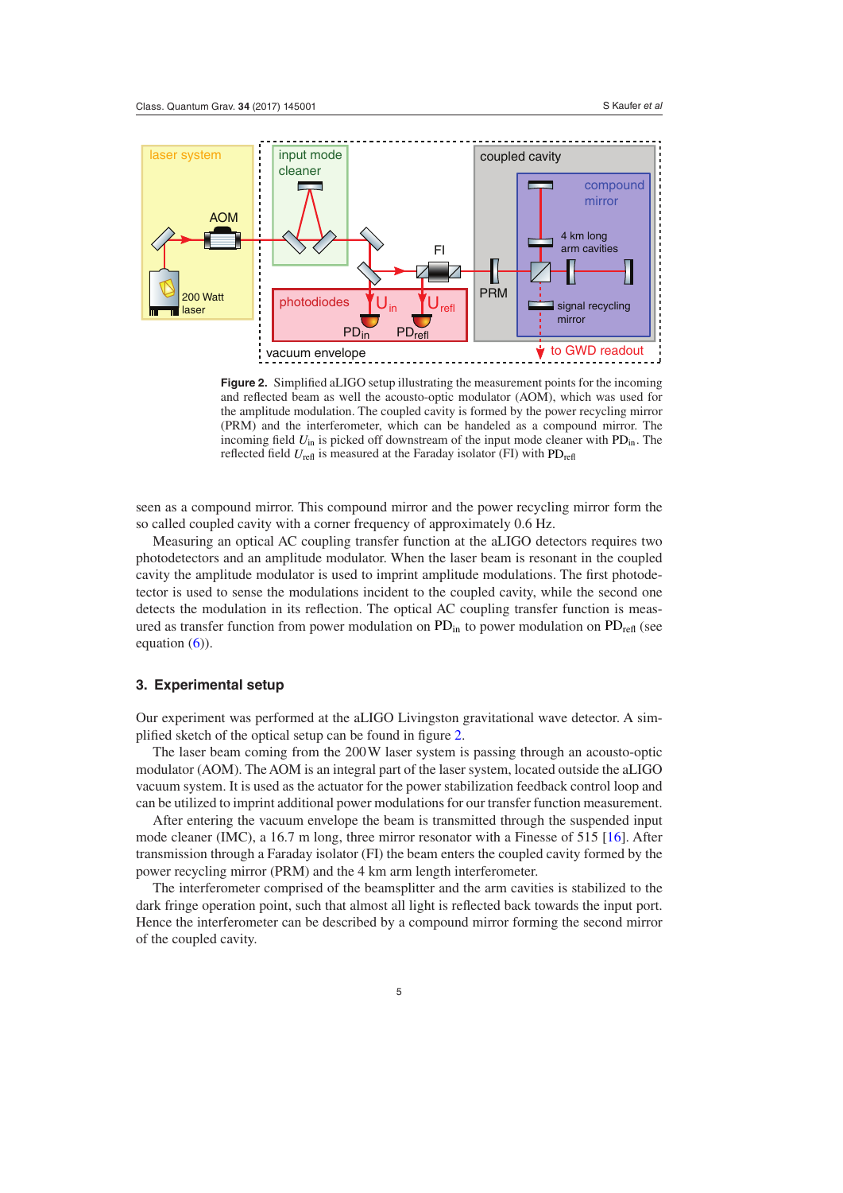**Figure 2.** Simplified aLIGO setup illustrating the measurement points for the incoming and reflected beam as well the acousto-optic modulator (AOM), which was used for the amplitude modulation. The coupled cavity is formed by the power recycling mirror (PRM) and the interferometer, which can be handeled as a compound mirror. The incoming field $U_{in}$ is picked off downstream of the input mode cleaner with $PD_{in}$. The reflected field $U_{refl}$ is measured at the Faraday isolator (FI) with $PD_{refl}$

seen as a compound mirror. This compound mirror and the power recycling mirror form the so called coupled cavity with a corner frequency of approximately 0.6 Hz.

Measuring an optical AC coupling transfer function at the aLIGO detectors requires two photodetectors and an amplitude modulator. When the laser beam is resonant in the coupled cavity the amplitude modulator is used to imprint amplitude modulations. The first photodetector is used to sense the modulations incident to the coupled cavity, while the second one detects the modulation in its reflection. The optical AC coupling transfer function is measured as transfer function from power modulation on $PD_{in}$ to power modulation on $PD_{refl}$ (see equation (6)).

## 3. Experimental setup

Our experiment was performed at the aLIGO Livingston gravitational wave detector. A simplified sketch of the optical setup can be found in figure 2.

The laser beam coming from the 200 W laser system is passing through an acousto-optic modulator (AOM). The AOM is an integral part of the laser system, located outside the aLIGO vacuum system. It is used as the actuator for the power stabilization feedback control loop and can be utilized to imprint additional power modulations for our transfer function measurement.

After entering the vacuum envelope the beam is transmitted through the suspended input mode cleaner (IMC), a 16.7 m long, three mirror resonator with a Finesse of 515 [16]. After transmission through a Faraday isolator (FI) the beam enters the coupled cavity formed by the power recycling mirror (PRM) and the 4 km arm length interferometer.

The interferometer comprised of the beamsplitter and the arm cavities is stabilized to the dark fringe operation point, such that almost all light is reflected back towards the input port. Hence the interferometer can be described by a compound mirror forming the second mirror of the coupled cavity.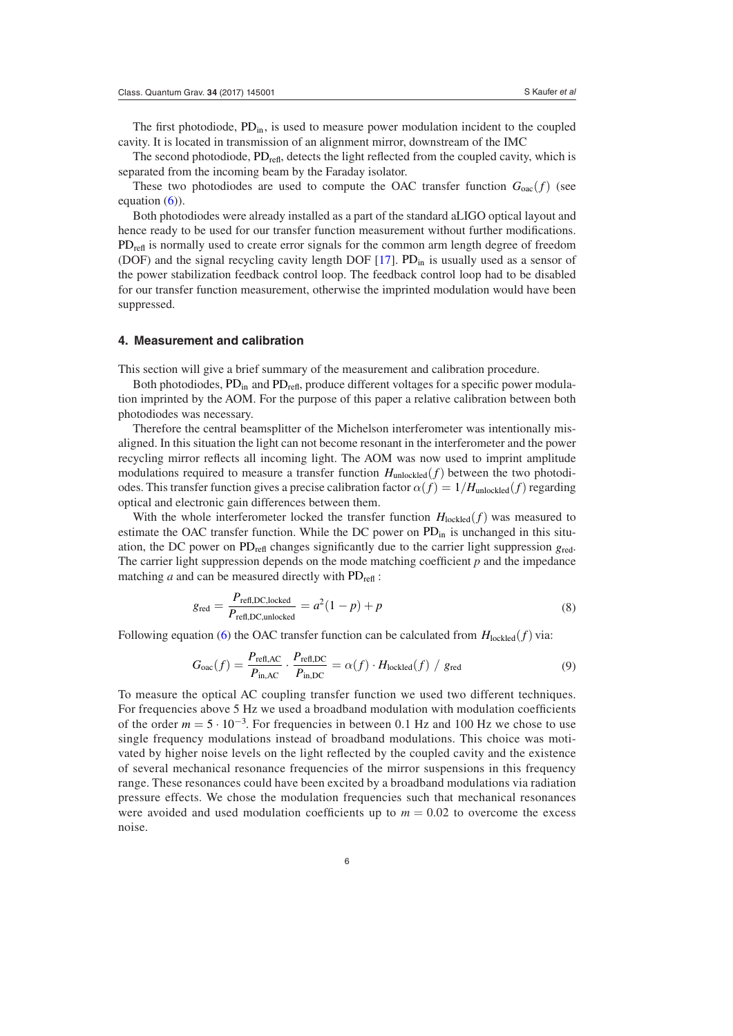The first photodiode, $PD_{in}$, is used to measure power modulation incident to the coupled cavity. It is located in transmission of an alignment mirror, downstream of the IMC

The second photodiode, $PD_{refl}$, detects the light reflected from the coupled cavity, which is separated from the incoming beam by the Faraday isolator.

These two photodiodes are used to compute the OAC transfer function $G_{oac}(f)$ (see equation (6)).

Both photodiodes were already installed as a part of the standard aLIGO optical layout and hence ready to be used for our transfer function measurement without further modifications. $PD_{refl}$ is normally used to create error signals for the common arm length degree of freedom (DOF) and the signal recycling cavity length DOF [17]. $PD_{in}$ is usually used as a sensor of the power stabilization feedback control loop. The feedback control loop had to be disabled for our transfer function measurement, otherwise the imprinted modulation would have been suppressed.

## 4. Measurement and calibration

This section will give a brief summary of the measurement and calibration procedure.

Both photodiodes, $PD_{in}$ and $PD_{refl}$, produce different voltages for a specific power modulation imprinted by the AOM. For the purpose of this paper a relative calibration between both photodiodes was necessary.

Therefore the central beamsplitter of the Michelson interferometer was intentionally misaligned. In this situation the light can not become resonant in the interferometer and the power recycling mirror reflects all incoming light. The AOM was now used to imprint amplitude modulations required to measure a transfer function $H_{unlockled}(f)$ between the two photodiodes. This transfer function gives a precise calibration factor $\alpha(f) = 1/H_{unlockled}(f)$ regarding optical and electronic gain differences between them.

With the whole interferometer locked the transfer function $H_{lockled}(f)$ was measured to estimate the OAC transfer function. While the DC power on $PD_{in}$ is unchanged in this situation, the DC power on $PD_{refl}$ changes significantly due to the carrier light suppression $g_{red}$. The carrier light suppression depends on the mode matching coefficient $p$ and the impedance matching $a$ and can be measured directly with $PD_{refl}$ :

$$g_{red} = \frac{P_{refl,DC,locked}}{P_{refl,DC,unlocked}} = a^2(1-p) + p \tag{8}$$

Following equation (6) the OAC transfer function can be calculated from $H_{lockled}(f)$ via:

$$G_{oac}(f) = \frac{P_{refl,AC}}{P_{in,AC}} \cdot \frac{P_{refl,DC}}{P_{in,DC}} = \alpha(f) \cdot H_{lockled}(f) \ / \ g_{red} \tag{9}$$

To measure the optical AC coupling transfer function we used two different techniques. For frequencies above 5 Hz we used a broadband modulation with modulation coefficients of the order $m = 5 \cdot 10^{-3}$. For frequencies in between 0.1 Hz and 100 Hz we chose to use single frequency modulations instead of broadband modulations. This choice was motivated by higher noise levels on the light reflected by the coupled cavity and the existence of several mechanical resonance frequencies of the mirror suspensions in this frequency range. These resonances could have been excited by a broadband modulations via radiation pressure effects. We chose the modulation frequencies such that mechanical resonances were avoided and used modulation coefficients up to $m = 0.02$ to overcome the excess noise.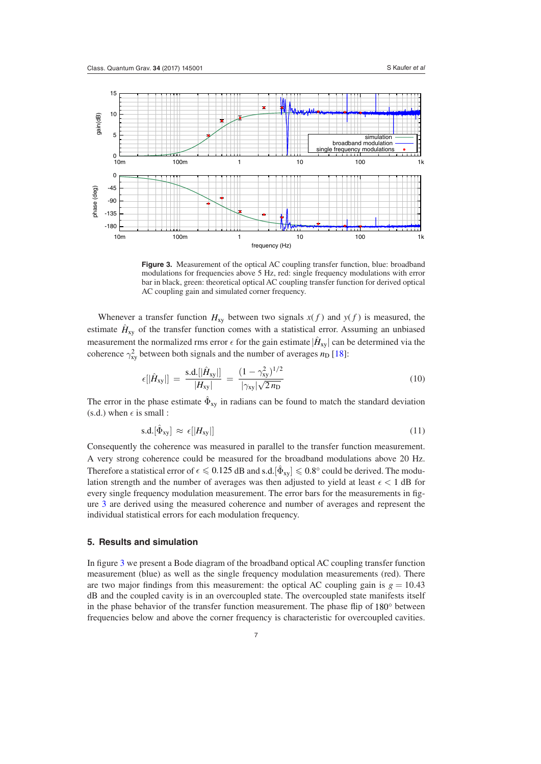**Figure 3.** Measurement of the optical AC coupling transfer function, blue: broadband modulations for frequencies above 5 Hz, red: single frequency modulations with error bar in black, green: theoretical optical AC coupling transfer function for derived optical AC coupling gain and simulated corner frequency.

Whenever a transfer function $H_{\text{xy}}$ between two signals $x(f)$ and $y(f)$ is measured, the estimate $\hat{H}_{\text{xy}}$ of the transfer function comes with a statistical error. Assuming an unbiased measurement the normalized rms error $\epsilon$ for the gain estimate $|\hat{H}_{\text{xy}}|$ can be determined via the coherence $\gamma_{\text{xy}}^2$ between both signals and the number of averages $n_{\text{D}}$ [18]:

$$\epsilon[|\hat{H}_{\text{xy}}|] = \frac{\text{s.d.}[|\hat{H}_{\text{xy}}|]}{|H_{\text{xy}}|} = \frac{(1-\gamma_{\text{xy}}^2)^{1/2}}{|\gamma_{\text{xy}}|\sqrt{2\,n_{\text{D}}}} \tag{10}$$

The error in the phase estimate $\hat{\Phi}_{\text{xy}}$ in radians can be found to match the standard deviation (s.d.) when $\epsilon$ is small :

$$\text{s.d.}[\hat{\Phi}_{\text{xy}}] \approx \epsilon[|H_{\text{xy}}|] \tag{11}$$

Consequently the coherence was measured in parallel to the transfer function measurement. A very strong coherence could be measured for the broadband modulations above 20 Hz. Therefore a statistical error of $\epsilon \leqslant 0.125$ dB and $\text{s.d.}[\hat{\Phi}_{\text{xy}}] \leqslant 0.8°$ could be derived. The modulation strength and the number of averages was then adjusted to yield at least $\epsilon < 1$ dB for every single frequency modulation measurement. The error bars for the measurements in figure 3 are derived using the measured coherence and number of averages and represent the individual statistical errors for each modulation frequency.

## 5. Results and simulation

In figure 3 we present a Bode diagram of the broadband optical AC coupling transfer function measurement (blue) as well as the single frequency modulation measurements (red). There are two major findings from this measurement: the optical AC coupling gain is $g = 10.43$ dB and the coupled cavity is in an overcoupled state. The overcoupled state manifests itself in the phase behavior of the transfer function measurement. The phase flip of $180°$ between frequencies below and above the corner frequency is characteristic for overcoupled cavities.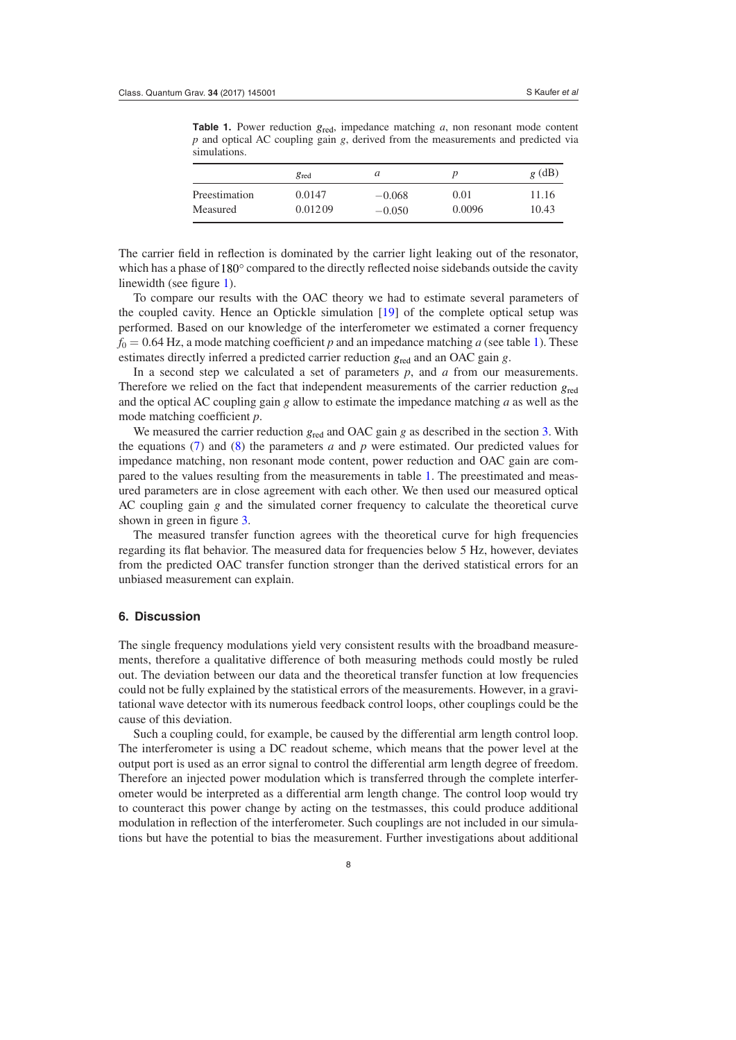**Table 1.** Power reduction $g_{\text{red}}$, impedance matching $a$, non resonant mode content $p$ and optical AC coupling gain $g$, derived from the measurements and predicted via simulations.

| | $g_{\text{red}}$ | $a$ | $p$ | $g$ (dB) |
|---|---|---|---|---|
| Preestimation | 0.0147 | −0.068 | 0.01 | 11.16 |
| Measured | 0.01209 | −0.050 | 0.0096 | 10.43 |

The carrier field in reflection is dominated by the carrier light leaking out of the resonator, which has a phase of 180° compared to the directly reflected noise sidebands outside the cavity linewidth (see figure 1).

To compare our results with the OAC theory we had to estimate several parameters of the coupled cavity. Hence an Optickle simulation [19] of the complete optical setup was performed. Based on our knowledge of the interferometer we estimated a corner frequency $f_0 = 0.64$ Hz, a mode matching coefficient $p$ and an impedance matching $a$ (see table 1). These estimates directly inferred a predicted carrier reduction $g_{\text{red}}$ and an OAC gain $g$.

In a second step we calculated a set of parameters $p$, and $a$ from our measurements. Therefore we relied on the fact that independent measurements of the carrier reduction $g_{\text{red}}$ and the optical AC coupling gain $g$ allow to estimate the impedance matching $a$ as well as the mode matching coefficient $p$.

We measured the carrier reduction $g_{\text{red}}$ and OAC gain $g$ as described in the section 3. With the equations (7) and (8) the parameters $a$ and $p$ were estimated. Our predicted values for impedance matching, non resonant mode content, power reduction and OAC gain are compared to the values resulting from the measurements in table 1. The preestimated and measured parameters are in close agreement with each other. We then used our measured optical AC coupling gain $g$ and the simulated corner frequency to calculate the theoretical curve shown in green in figure 3.

The measured transfer function agrees with the theoretical curve for high frequencies regarding its flat behavior. The measured data for frequencies below 5 Hz, however, deviates from the predicted OAC transfer function stronger than the derived statistical errors for an unbiased measurement can explain.

## 6. Discussion

The single frequency modulations yield very consistent results with the broadband measurements, therefore a qualitative difference of both measuring methods could mostly be ruled out. The deviation between our data and the theoretical transfer function at low frequencies could not be fully explained by the statistical errors of the measurements. However, in a gravitational wave detector with its numerous feedback control loops, other couplings could be the cause of this deviation.

Such a coupling could, for example, be caused by the differential arm length control loop. The interferometer is using a DC readout scheme, which means that the power level at the output port is used as an error signal to control the differential arm length degree of freedom. Therefore an injected power modulation which is transferred through the complete interferometer would be interpreted as a differential arm length change. The control loop would try to counteract this power change by acting on the testmasses, this could produce additional modulation in reflection of the interferometer. Such couplings are not included in our simulations but have the potential to bias the measurement. Further investigations about additional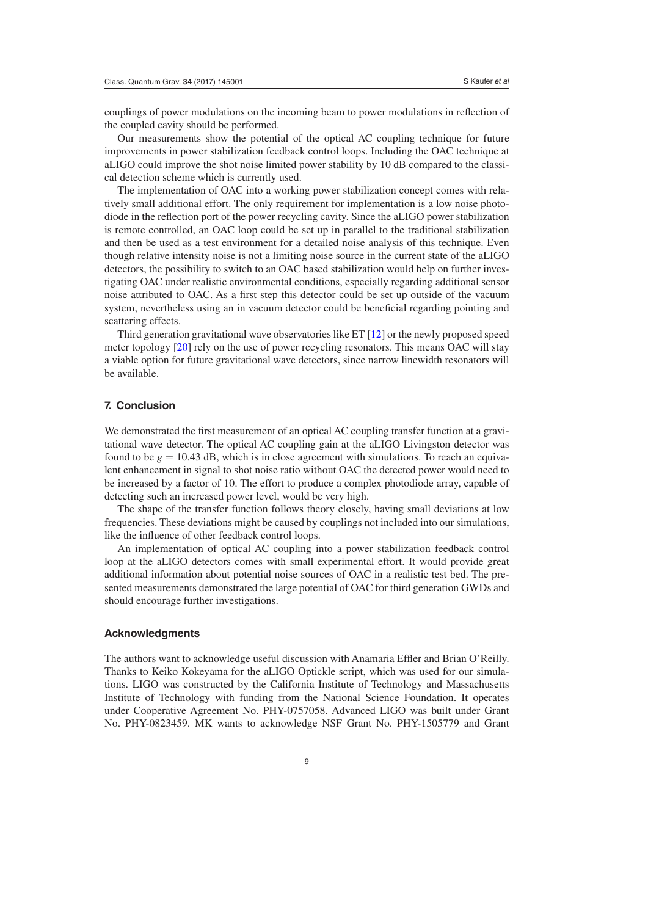couplings of power modulations on the incoming beam to power modulations in reflection of the coupled cavity should be performed.

Our measurements show the potential of the optical AC coupling technique for future improvements in power stabilization feedback control loops. Including the OAC technique at aLIGO could improve the shot noise limited power stability by 10 dB compared to the classical detection scheme which is currently used.

The implementation of OAC into a working power stabilization concept comes with relatively small additional effort. The only requirement for implementation is a low noise photodiode in the reflection port of the power recycling cavity. Since the aLIGO power stabilization is remote controlled, an OAC loop could be set up in parallel to the traditional stabilization and then be used as a test environment for a detailed noise analysis of this technique. Even though relative intensity noise is not a limiting noise source in the current state of the aLIGO detectors, the possibility to switch to an OAC based stabilization would help on further investigating OAC under realistic environmental conditions, especially regarding additional sensor noise attributed to OAC. As a first step this detector could be set up outside of the vacuum system, nevertheless using an in vacuum detector could be beneficial regarding pointing and scattering effects.

Third generation gravitational wave observatories like ET [12] or the newly proposed speed meter topology [20] rely on the use of power recycling resonators. This means OAC will stay a viable option for future gravitational wave detectors, since narrow linewidth resonators will be available.

## 7. Conclusion

We demonstrated the first measurement of an optical AC coupling transfer function at a gravitational wave detector. The optical AC coupling gain at the aLIGO Livingston detector was found to be $g = 10.43$ dB, which is in close agreement with simulations. To reach an equivalent enhancement in signal to shot noise ratio without OAC the detected power would need to be increased by a factor of 10. The effort to produce a complex photodiode array, capable of detecting such an increased power level, would be very high.

The shape of the transfer function follows theory closely, having small deviations at low frequencies. These deviations might be caused by couplings not included into our simulations, like the influence of other feedback control loops.

An implementation of optical AC coupling into a power stabilization feedback control loop at the aLIGO detectors comes with small experimental effort. It would provide great additional information about potential noise sources of OAC in a realistic test bed. The presented measurements demonstrated the large potential of OAC for third generation GWDs and should encourage further investigations.

## Acknowledgments

The authors want to acknowledge useful discussion with Anamaria Effler and Brian O'Reilly. Thanks to Keiko Kokeyama for the aLIGO Optickle script, which was used for our simulations. LIGO was constructed by the California Institute of Technology and Massachusetts Institute of Technology with funding from the National Science Foundation. It operates under Cooperative Agreement No. PHY-0757058. Advanced LIGO was built under Grant No. PHY-0823459. MK wants to acknowledge NSF Grant No. PHY-1505779 and Grant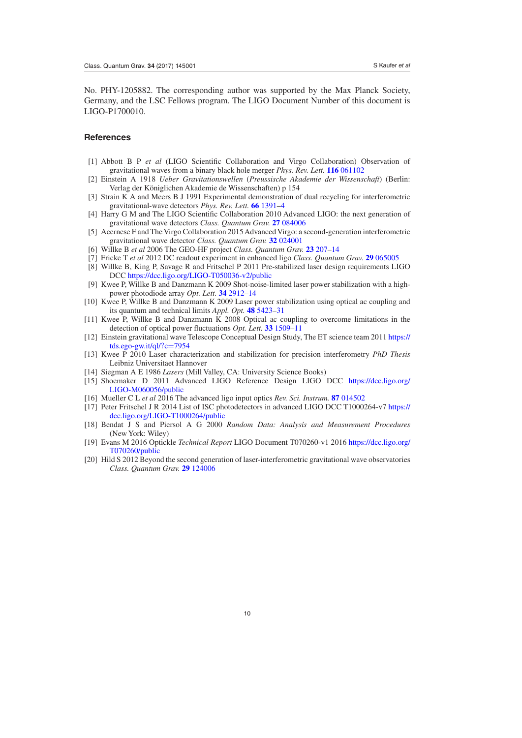No. PHY-1205882. The corresponding author was supported by the Max Planck Society, Germany, and the LSC Fellows program. The LIGO Document Number of this document is LIGO-P1700010.

## References

[1] Abbott B P *et al* (LIGO Scientific Collaboration and Virgo Collaboration) Observation of gravitational waves from a binary black hole merger *Phys. Rev. Lett.* **116** 061102

[2] Einstein A 1918 *Ueber Gravitationswellen* (*Preussische Akademie der Wissenschaft*) (Berlin: Verlag der Königlichen Akademie de Wissenschaften) p 154

[3] Strain K A and Meers B J 1991 Experimental demonstration of dual recycling for interferometric gravitational-wave detectors *Phys. Rev. Lett.* **66** 1391–4

[4] Harry G M and The LIGO Scientific Collaboration 2010 Advanced LIGO: the next generation of gravitational wave detectors *Class. Quantum Grav.* **27** 084006

[5] Acernese F and The Virgo Collaboration 2015 Advanced Virgo: a second-generation interferometric gravitational wave detector *Class. Quantum Grav.* **32** 024001

[6] Willke B *et al* 2006 The GEO-HF project *Class. Quantum Grav.* **23** 207–14

[7] Fricke T *et al* 2012 DC readout experiment in enhanced ligo *Class. Quantum Grav.* **29** 065005

[8] Willke B, King P, Savage R and Fritschel P 2011 Pre-stabilized laser design requirements LIGO DCC https://dcc.ligo.org/LIGO-T050036-v2/public

[9] Kwee P, Willke B and Danzmann K 2009 Shot-noise-limited laser power stabilization with a high-power photodiode array *Opt. Lett.* **34** 2912–14

[10] Kwee P, Willke B and Danzmann K 2009 Laser power stabilization using optical ac coupling and its quantum and technical limits *Appl. Opt.* **48** 5423–31

[11] Kwee P, Willke B and Danzmann K 2008 Optical ac coupling to overcome limitations in the detection of optical power fluctuations *Opt. Lett.* **33** 1509–11

[12] Einstein gravitational wave Telescope Conceptual Design Study, The ET science team 2011 https://tds.ego-gw.it/ql/?c=7954

[13] Kwee P 2010 Laser characterization and stabilization for precision interferometry *PhD Thesis* Leibniz Universitaet Hannover

[14] Siegman A E 1986 *Lasers* (Mill Valley, CA: University Science Books)

[15] Shoemaker D 2011 Advanced LIGO Reference Design LIGO DCC https://dcc.ligo.org/LIGO-M060056/public

[16] Mueller C L *et al* 2016 The advanced ligo input optics *Rev. Sci. Instrum.* **87** 014502

[17] Peter Fritschel J R 2014 List of ISC photodetectors in advanced LIGO DCC T1000264-v7 https://dcc.ligo.org/LIGO-T1000264/public

[18] Bendat J S and Piersol A G 2000 *Random Data: Analysis and Measurement Procedures* (New York: Wiley)

[19] Evans M 2016 Optickle *Technical Report* LIGO Document T070260-v1 2016 https://dcc.ligo.org/T070260/public

[20] Hild S 2012 Beyond the second generation of laser-interferometric gravitational wave observatories *Class. Quantum Grav.* **29** 124006